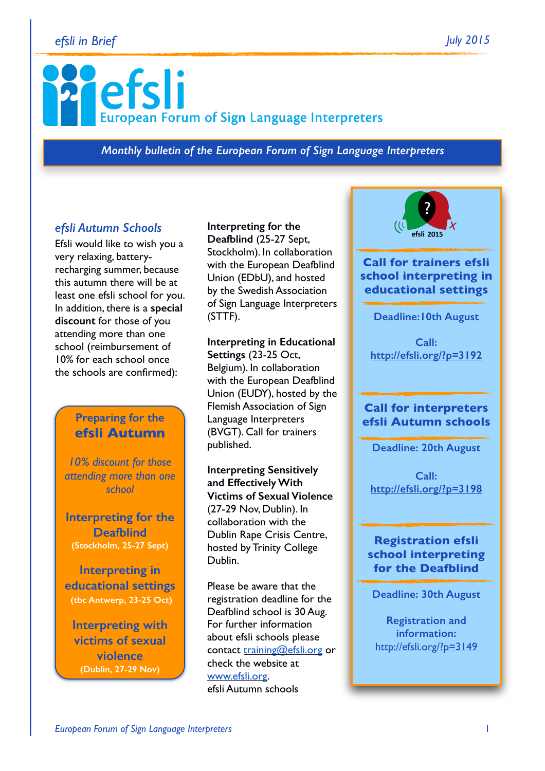# efsli

European Forum of Sign Language Interpreters

*Monthly bulletin of the European Forum of Sign Language Interpreters*

## *efsli Autumn Schools*

Efsli would like to wish you a very relaxing, battery-recharging summer, because this autumn there will be at least one efsli school for you. In addition, there is a **special discount** for those of you attending more than one school (reimbursement of 10% for each school once the schools are confirmed):

**Preparing for the efsli Autumn**

*10% discount for those attending more than one school*

**Interpreting for the Deafblind**
(Stockholm, 25-27 Sept)

**Interpreting in educational settings**
(tbc Antwerp, 23-25 Oct)

**Interpreting with victims of sexual violence**
(Dublin, 27-29 Nov)

**Interpreting for the Deafblind** (25-27 Sept, Stockholm). In collaboration with the European Deafblind Union (EDbU), and hosted by the Swedish Association of Sign Language Interpreters (STTF).

**Interpreting in Educational Settings** (23-25 Oct, Belgium). In collaboration with the European Deafblind Union (EUDY), hosted by the Flemish Association of Sign Language Interpreters (BVGT). Call for trainers published.

**Interpreting Sensitively and Effectively With Victims of Sexual Violence** (27-29 Nov, Dublin). In collaboration with the Dublin Rape Crisis Centre, hosted by Trinity College Dublin.

Please be aware that the registration deadline for the Deafblind school is 30 Aug. For further information about efsli schools please contact training@efsli.org or check the website at www.efsli.org.
efsli Autumn schools

efsli 2015

**Call for trainers efsli school interpreting in educational settings**

Deadline: 10th August

Call:
http://efsli.org/?p=3192

**Call for interpreters efsli Autumn schools**

Deadline: 20th August

Call:
http://efsli.org/?p=3198

**Registration efsli school interpreting for the Deafblind**

Deadline: 30th August

Registration and information:
http://efsli.org/?p=3149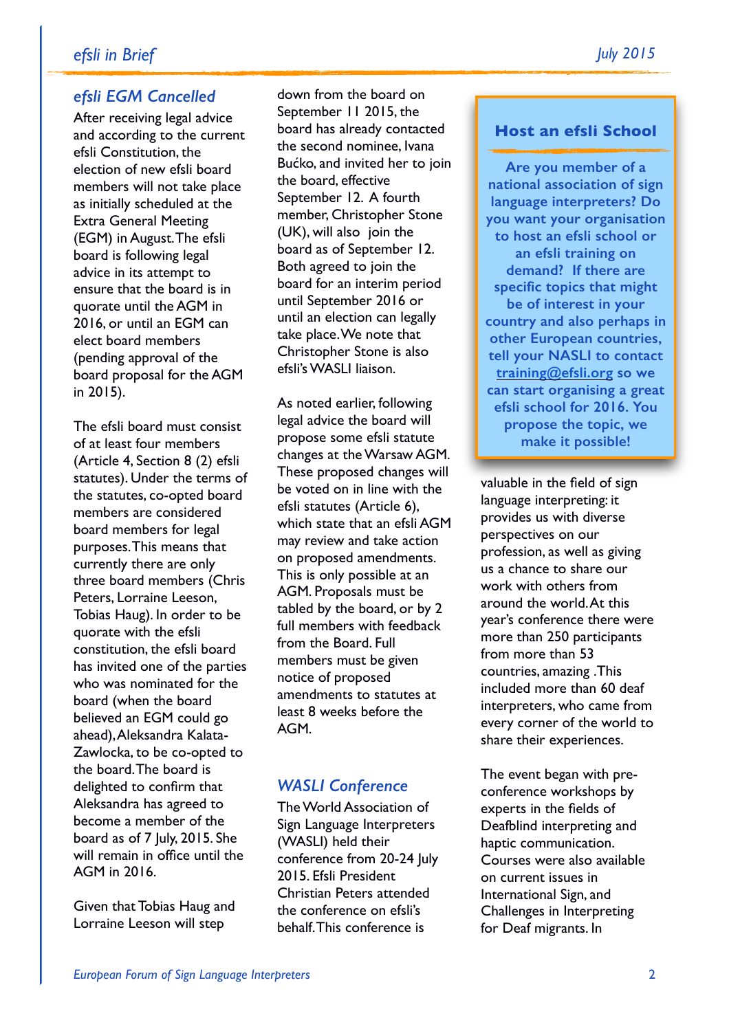## efsli EGM Cancelled

After receiving legal advice and according to the current efsli Constitution, the election of new efsli board members will not take place as initially scheduled at the Extra General Meeting (EGM) in August. The efsli board is following legal advice in its attempt to ensure that the board is in quorate until the AGM in 2016, or until an EGM can elect board members (pending approval of the board proposal for the AGM in 2015).

The efsli board must consist of at least four members (Article 4, Section 8 (2) efsli statutes). Under the terms of the statutes, co-opted board members are considered board members for legal purposes. This means that currently there are only three board members (Chris Peters, Lorraine Leeson, Tobias Haug). In order to be quorate with the efsli constitution, the efsli board has invited one of the parties who was nominated for the board (when the board believed an EGM could go ahead), Aleksandra Kalata-Zawlocka, to be co-opted to the board. The board is delighted to confirm that Aleksandra has agreed to become a member of the board as of 7 July, 2015. She will remain in office until the AGM in 2016.

Given that Tobias Haug and Lorraine Leeson will step down from the board on September 11 2015, the board has already contacted the second nominee, Ivana Bućko, and invited her to join the board, effective September 12. A fourth member, Christopher Stone (UK), will also join the board as of September 12. Both agreed to join the board for an interim period until September 2016 or until an election can legally take place. We note that Christopher Stone is also efsli's WASLI liaison.

As noted earlier, following legal advice the board will propose some efsli statute changes at the Warsaw AGM. These proposed changes will be voted on in line with the efsli statutes (Article 6), which state that an efsli AGM may review and take action on proposed amendments. This is only possible at an AGM. Proposals must be tabled by the board, or by 2 full members with feedback from the Board. Full members must be given notice of proposed amendments to statutes at least 8 weeks before the AGM.

## WASLI Conference

The World Association of Sign Language Interpreters (WASLI) held their conference from 20-24 July 2015. Efsli President Christian Peters attended the conference on efsli's behalf. This conference is valuable in the field of sign language interpreting: it provides us with diverse perspectives on our profession, as well as giving us a chance to share our work with others from around the world. At this year's conference there were more than 250 participants from more than 53 countries, amazing. This included more than 60 deaf interpreters, who came from every corner of the world to share their experiences.

The event began with pre-conference workshops by experts in the fields of Deafblind interpreting and haptic communication. Courses were also available on current issues in International Sign, and Challenges in Interpreting for Deaf migrants. In

### Host an efsli School

**Are you member of a national association of sign language interpreters? Do you want your organisation to host an efsli school or an efsli training on demand? If there are specific topics that might be of interest in your country and also perhaps in other European countries, tell your NASLI to contact training@efsli.org so we can start organising a great efsli school for 2016. You propose the topic, we make it possible!**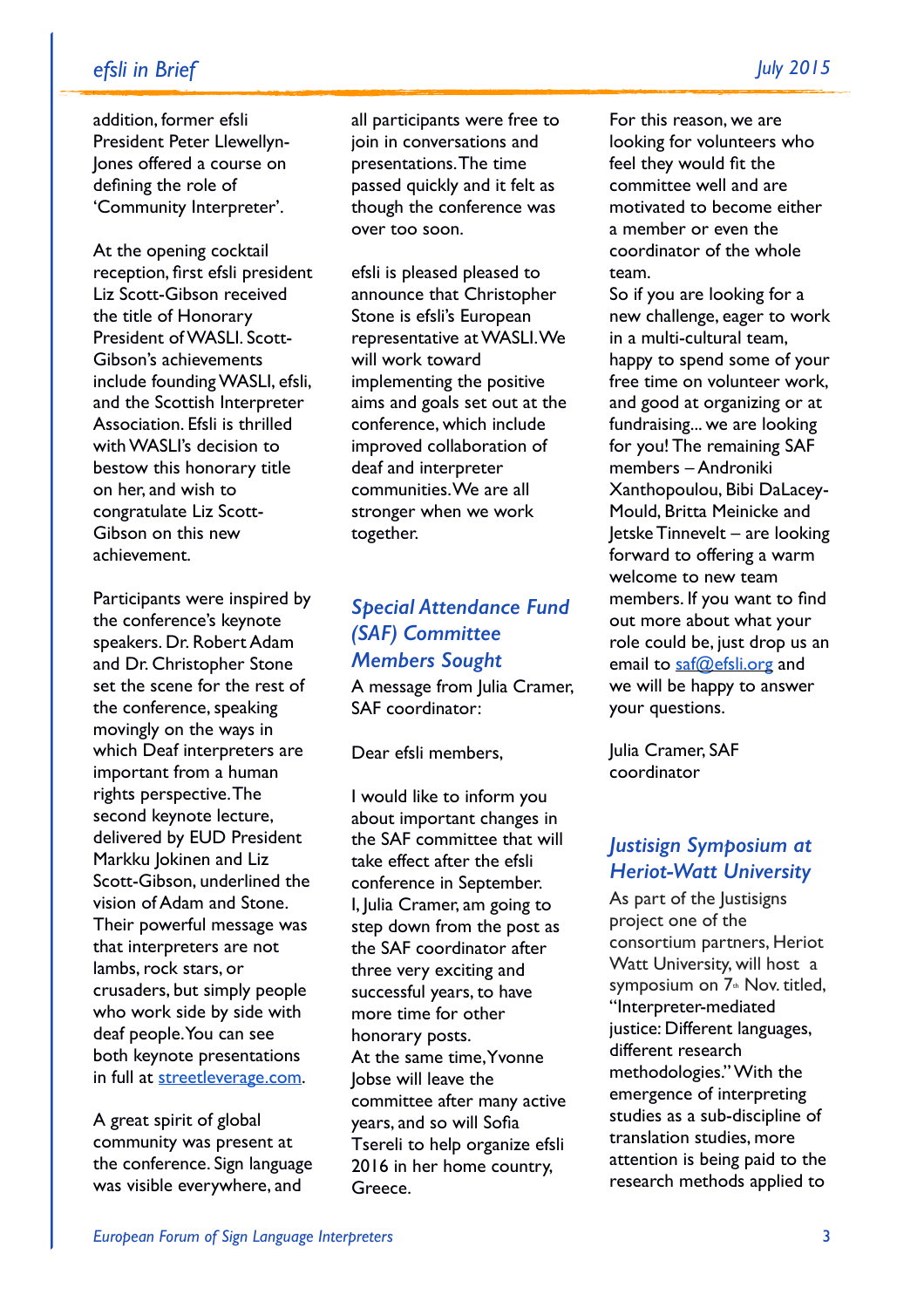addition, former efsli President Peter Llewellyn-Jones offered a course on defining the role of 'Community Interpreter'.

At the opening cocktail reception, first efsli president Liz Scott-Gibson received the title of Honorary President of WASLI. Scott-Gibson's achievements include founding WASLI, efsli, and the Scottish Interpreter Association. Efsli is thrilled with WASLI's decision to bestow this honorary title on her, and wish to congratulate Liz Scott-Gibson on this new achievement.

Participants were inspired by the conference's keynote speakers. Dr. Robert Adam and Dr. Christopher Stone set the scene for the rest of the conference, speaking movingly on the ways in which Deaf interpreters are important from a human rights perspective. The second keynote lecture, delivered by EUD President Markku Jokinen and Liz Scott-Gibson, underlined the vision of Adam and Stone. Their powerful message was that interpreters are not lambs, rock stars, or crusaders, but simply people who work side by side with deaf people. You can see both keynote presentations in full at streetleverage.com.

A great spirit of global community was present at the conference. Sign language was visible everywhere, and all participants were free to join in conversations and presentations. The time passed quickly and it felt as though the conference was over too soon.

efsli is pleased pleased to announce that Christopher Stone is efsli's European representative at WASLI. We will work toward implementing the positive aims and goals set out at the conference, which include improved collaboration of deaf and interpreter communities. We are all stronger when we work together.

## *Special Attendance Fund (SAF) Committee Members Sought*

A message from Julia Cramer, SAF coordinator:

Dear efsli members,

I would like to inform you about important changes in the SAF committee that will take effect after the efsli conference in September. I, Julia Cramer, am going to step down from the post as the SAF coordinator after three very exciting and successful years, to have more time for other honorary posts.
At the same time, Yvonne Jobse will leave the committee after many active years, and so will Sofia Tsereli to help organize efsli 2016 in her home country, Greece.

For this reason, we are looking for volunteers who feel they would fit the committee well and are motivated to become either a member or even the coordinator of the whole team.
So if you are looking for a new challenge, eager to work in a multi-cultural team, happy to spend some of your free time on volunteer work, and good at organizing or at fundraising... we are looking for you! The remaining SAF members – Androniki Xanthopoulou, Bibi DaLacey-Mould, Britta Meinicke and Jetske Tinnevelt – are looking forward to offering a warm welcome to new team members. If you want to find out more about what your role could be, just drop us an email to saf@efsli.org and we will be happy to answer your questions.

Julia Cramer, SAF coordinator

## *Justisign Symposium at Heriot-Watt University*

As part of the Justisigns project one of the consortium partners, Heriot Watt University, will host a symposium on 7th Nov. titled, "Interpreter-mediated justice: Different languages, different research methodologies." With the emergence of interpreting studies as a sub-discipline of translation studies, more attention is being paid to the research methods applied to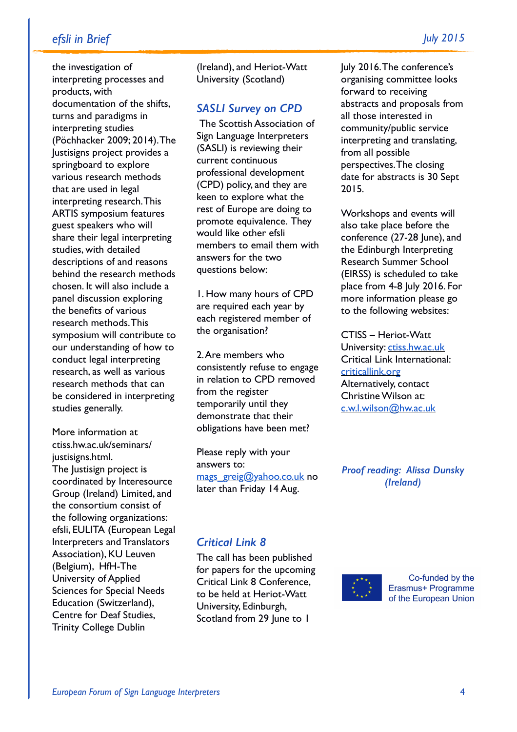the investigation of interpreting processes and products, with documentation of the shifts, turns and paradigms in interpreting studies (Pöchhacker 2009; 2014). The Justisigns project provides a springboard to explore various research methods that are used in legal interpreting research. This ARTIS symposium features guest speakers who will share their legal interpreting studies, with detailed descriptions of and reasons behind the research methods chosen. It will also include a panel discussion exploring the benefits of various research methods. This symposium will contribute to our understanding of how to conduct legal interpreting research, as well as various research methods that can be considered in interpreting studies generally.

More information at ctiss.hw.ac.uk/seminars/justisigns.html.
The Justisign project is coordinated by Interesource Group (Ireland) Limited, and the consortium consist of the following organizations: efsli, EULITA (European Legal Interpreters and Translators Association), KU Leuven (Belgium), HfH-The University of Applied Sciences for Special Needs Education (Switzerland), Centre for Deaf Studies, Trinity College Dublin (Ireland), and Heriot-Watt University (Scotland)

## *SASLI Survey on CPD*

The Scottish Association of Sign Language Interpreters (SASLI) is reviewing their current continuous professional development (CPD) policy, and they are keen to explore what the rest of Europe are doing to promote equivalence. They would like other efsli members to email them with answers for the two questions below:

1. How many hours of CPD are required each year by each registered member of the organisation?

2. Are members who consistently refuse to engage in relation to CPD removed from the register temporarily until they demonstrate that their obligations have been met?

Please reply with your answers to: mags_greig@yahoo.co.uk no later than Friday 14 Aug.

## *Critical Link 8*

The call has been published for papers for the upcoming Critical Link 8 Conference, to be held at Heriot-Watt University, Edinburgh, Scotland from 29 June to 1 July 2016. The conference's organising committee looks forward to receiving abstracts and proposals from all those interested in community/public service interpreting and translating, from all possible perspectives. The closing date for abstracts is 30 Sept 2015.

Workshops and events will also take place before the conference (27-28 June), and the Edinburgh Interpreting Research Summer School (EIRSS) is scheduled to take place from 4-8 July 2016. For more information please go to the following websites:

CTISS – Heriot-Watt University: ctiss.hw.ac.uk
Critical Link International: criticallink.org
Alternatively, contact Christine Wilson at: c.w.l.wilson@hw.ac.uk

***Proof reading: Alissa Dunsky (Ireland)***

Co-funded by the Erasmus+ Programme of the European Union